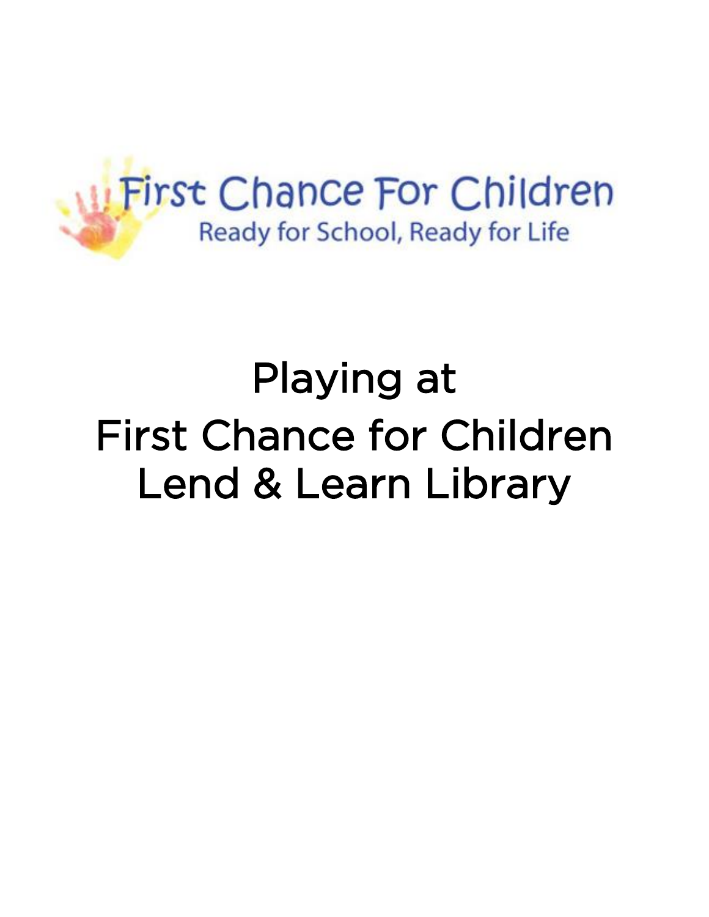First Chance For Children

Ready for School, Ready for Life

# Playing at First Chance for Children Lend & Learn Library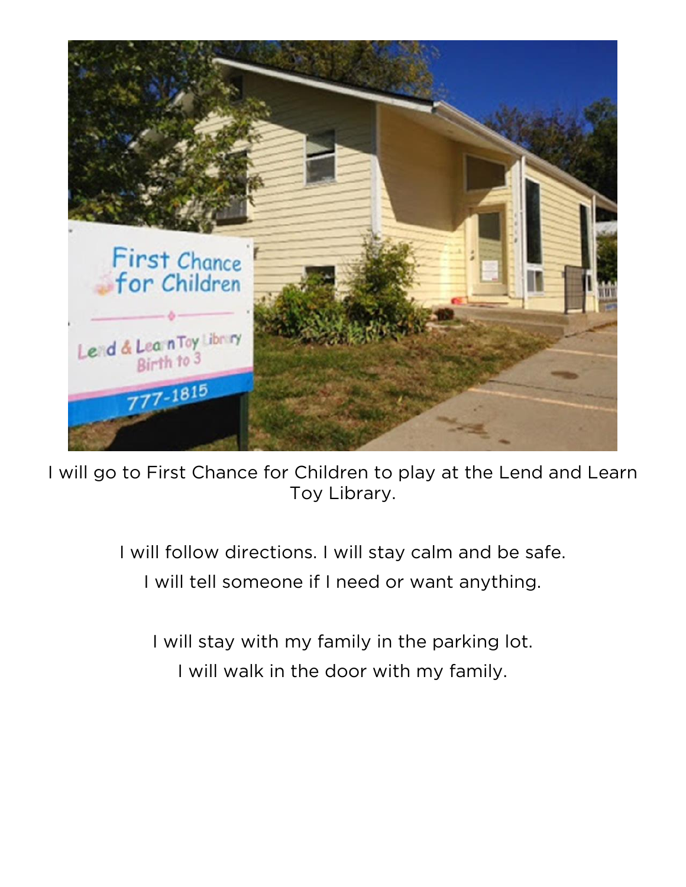I will go to First Chance for Children to play at the Lend and Learn Toy Library.

I will follow directions. I will stay calm and be safe.
I will tell someone if I need or want anything.

I will stay with my family in the parking lot.
I will walk in the door with my family.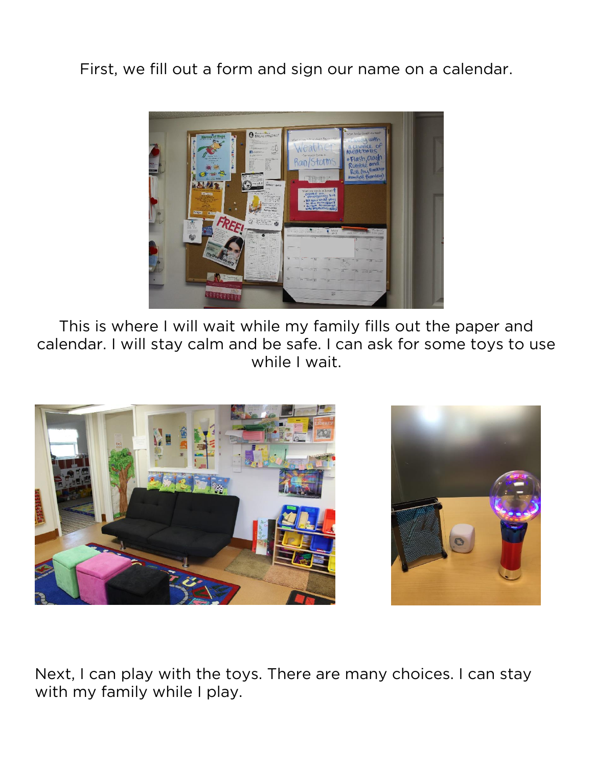First, we fill out a form and sign our name on a calendar.

This is where I will wait while my family fills out the paper and calendar. I will stay calm and be safe. I can ask for some toys to use while I wait.

Next, I can play with the toys. There are many choices. I can stay with my family while I play.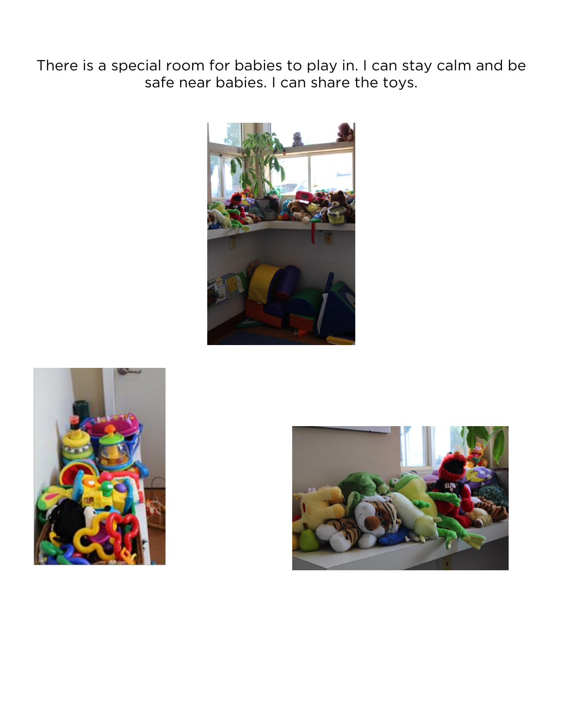There is a special room for babies to play in. I can stay calm and be safe near babies. I can share the toys.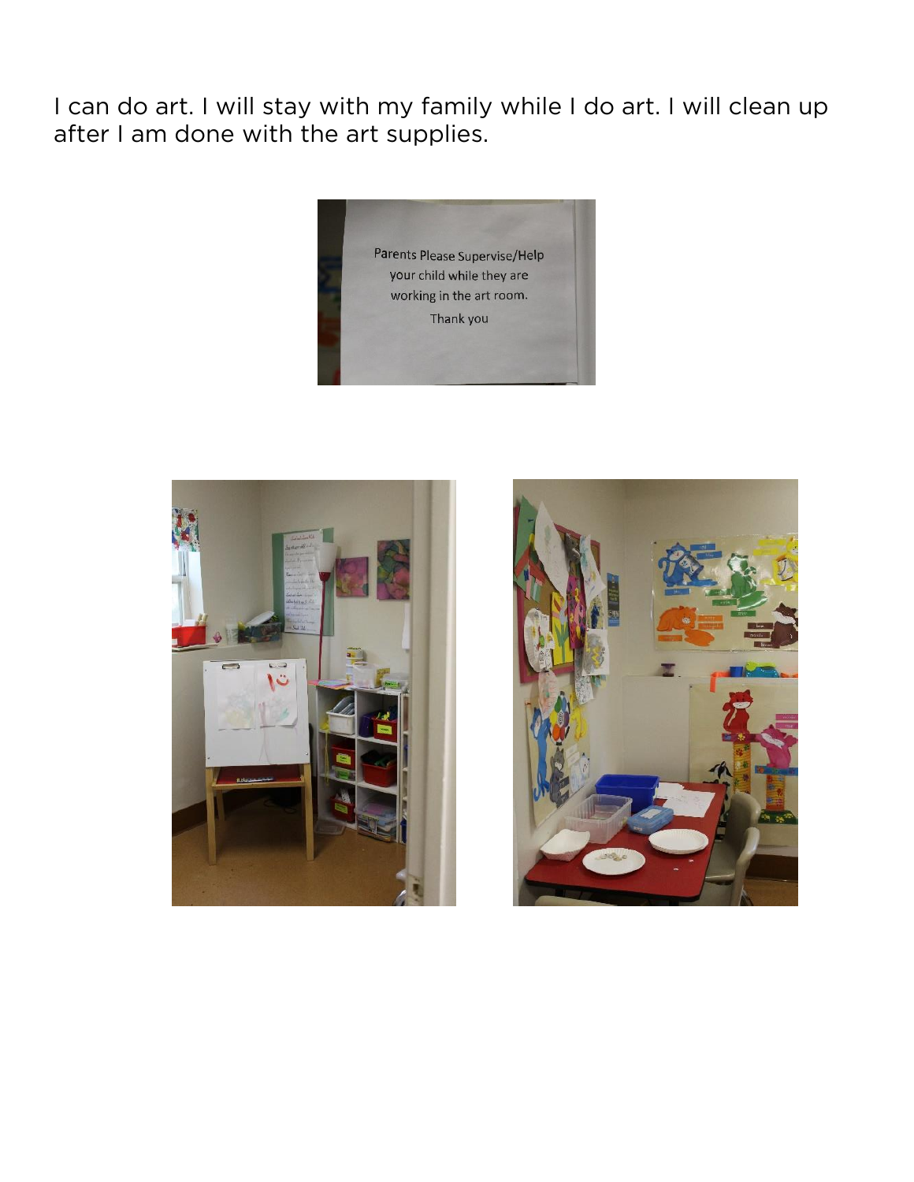I can do art. I will stay with my family while I do art. I will clean up after I am done with the art supplies.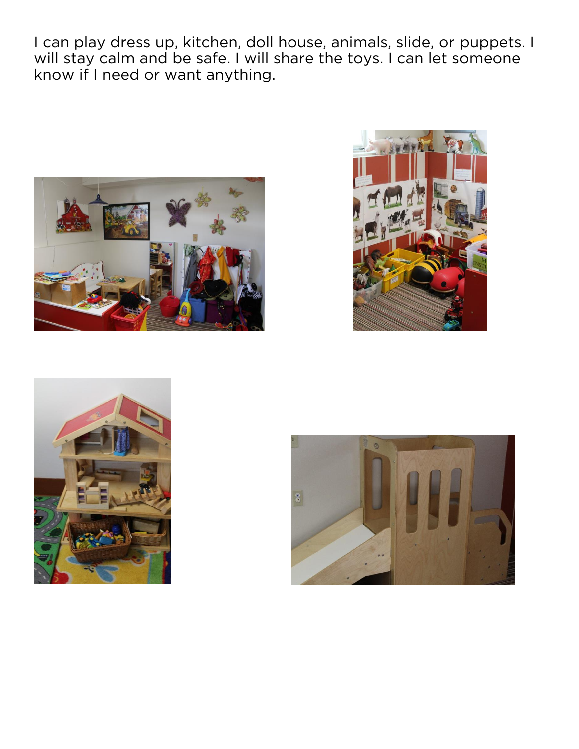I can play dress up, kitchen, doll house, animals, slide, or puppets. I will stay calm and be safe. I will share the toys. I can let someone know if I need or want anything.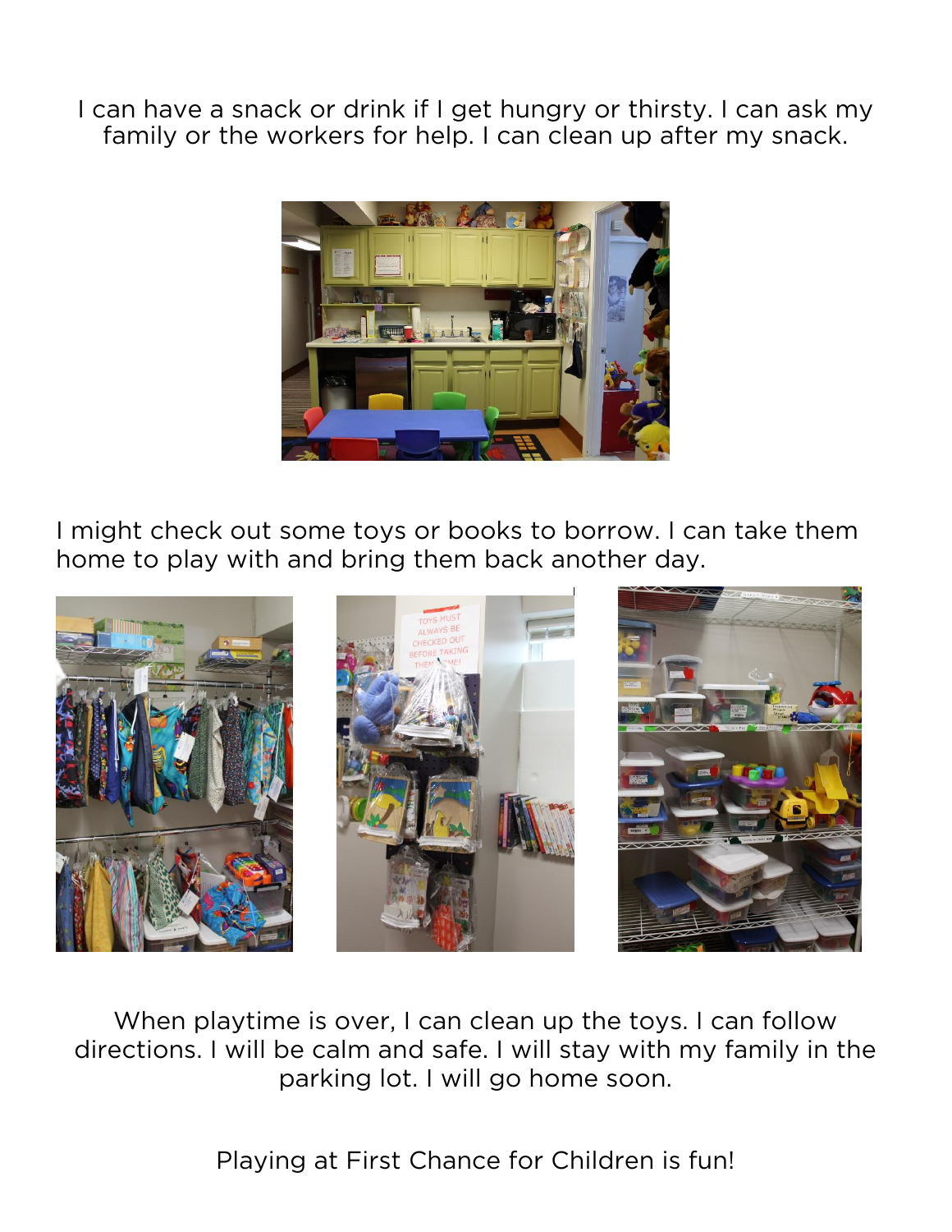I can have a snack or drink if I get hungry or thirsty. I can ask my family or the workers for help. I can clean up after my snack.

I might check out some toys or books to borrow. I can take them home to play with and bring them back another day.

When playtime is over, I can clean up the toys. I can follow directions. I will be calm and safe. I will stay with my family in the parking lot. I will go home soon.

Playing at First Chance for Children is fun!